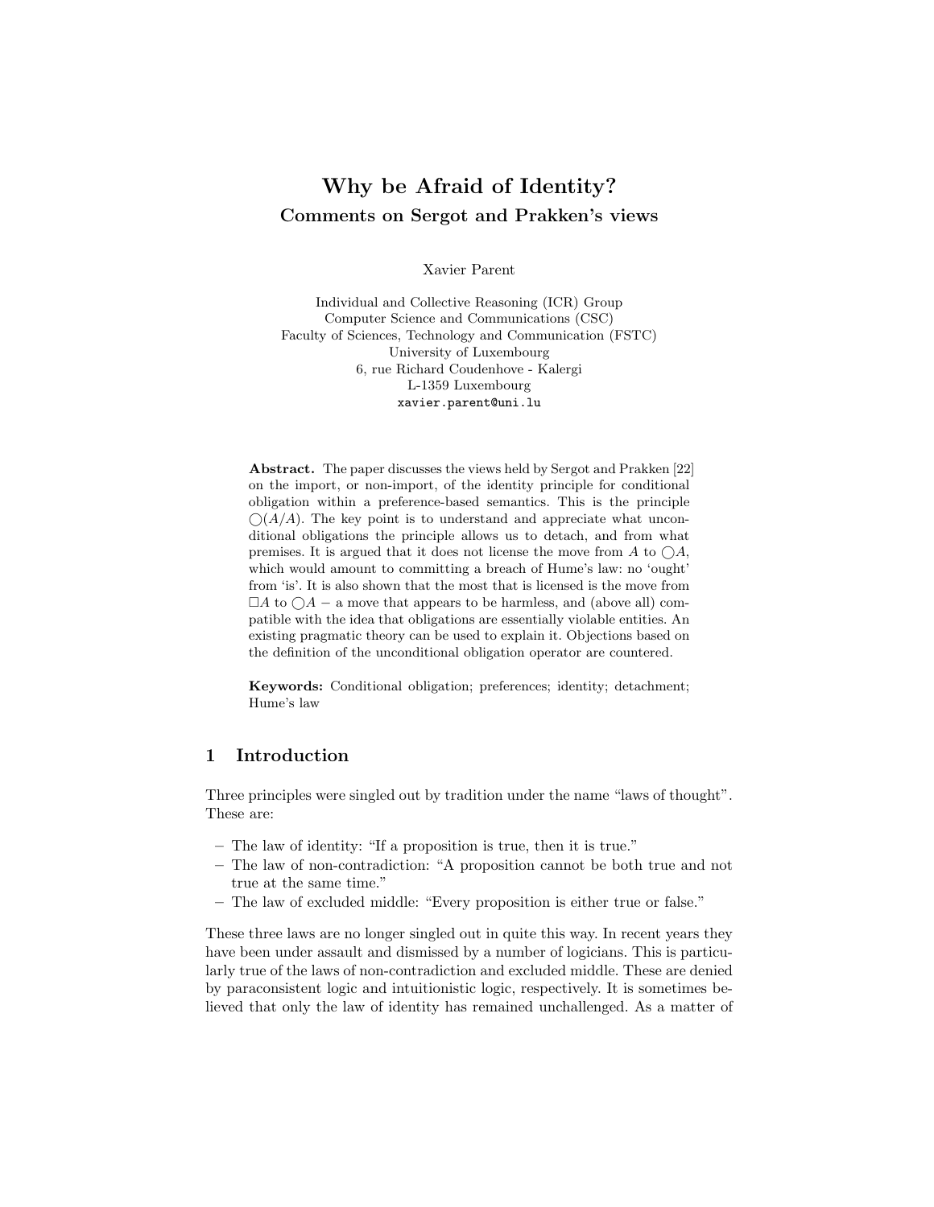# Why be Afraid of Identity?

## Comments on Sergot and Prakken's views

Xavier Parent

Individual and Collective Reasoning (ICR) Group
Computer Science and Communications (CSC)
Faculty of Sciences, Technology and Communication (FSTC)
University of Luxembourg
6, rue Richard Coudenhove - Kalergi
L-1359 Luxembourg
xavier.parent@uni.lu

**Abstract.** The paper discusses the views held by Sergot and Prakken [22] on the import, or non-import, of the identity principle for conditional obligation within a preference-based semantics. This is the principle $\bigcirc(A/A)$. The key point is to understand and appreciate what unconditional obligations the principle allows us to detach, and from what premises. It is argued that it does not license the move from $A$ to $\bigcirc A$, which would amount to committing a breach of Hume's law: no 'ought' from 'is'. It is also shown that the most that is licensed is the move from $\Box A$ to $\bigcirc A$ − a move that appears to be harmless, and (above all) compatible with the idea that obligations are essentially violable entities. An existing pragmatic theory can be used to explain it. Objections based on the definition of the unconditional obligation operator are countered.

**Keywords:** Conditional obligation; preferences; identity; detachment; Hume's law

## 1 Introduction

Three principles were singled out by tradition under the name "laws of thought". These are:

- The law of identity: "If a proposition is true, then it is true."
- The law of non-contradiction: "A proposition cannot be both true and not true at the same time."
- The law of excluded middle: "Every proposition is either true or false."

These three laws are no longer singled out in quite this way. In recent years they have been under assault and dismissed by a number of logicians. This is particularly true of the laws of non-contradiction and excluded middle. These are denied by paraconsistent logic and intuitionistic logic, respectively. It is sometimes believed that only the law of identity has remained unchallenged. As a matter of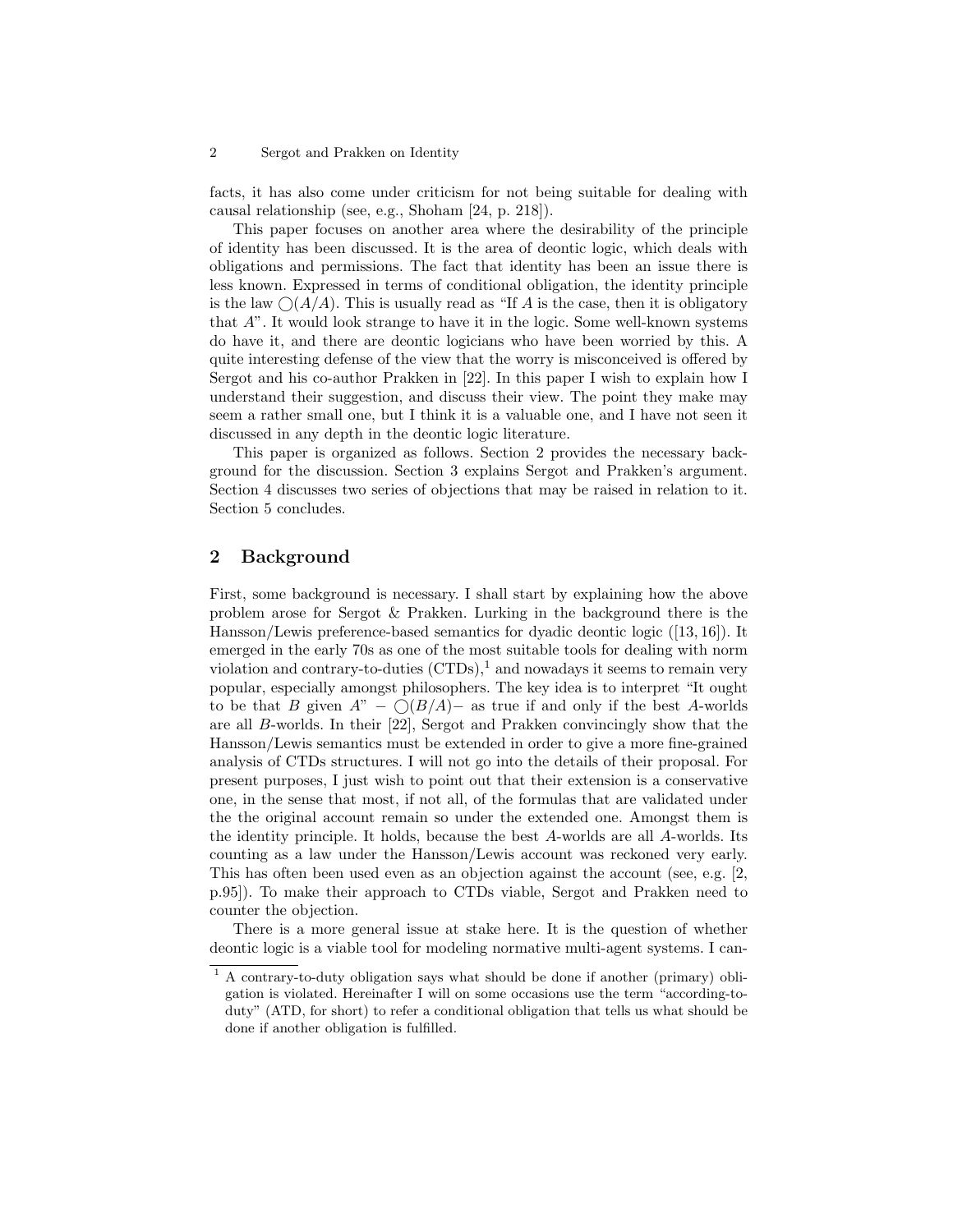facts, it has also come under criticism for not being suitable for dealing with causal relationship (see, e.g., Shoham [24, p. 218]).

This paper focuses on another area where the desirability of the principle of identity has been discussed. It is the area of deontic logic, which deals with obligations and permissions. The fact that identity has been an issue there is less known. Expressed in terms of conditional obligation, the identity principle is the law $\bigcirc(A/A)$. This is usually read as "If $A$ is the case, then it is obligatory that $A$". It would look strange to have it in the logic. Some well-known systems do have it, and there are deontic logicians who have been worried by this. A quite interesting defense of the view that the worry is misconceived is offered by Sergot and his co-author Prakken in [22]. In this paper I wish to explain how I understand their suggestion, and discuss their view. The point they make may seem a rather small one, but I think it is a valuable one, and I have not seen it discussed in any depth in the deontic logic literature.

This paper is organized as follows. Section 2 provides the necessary background for the discussion. Section 3 explains Sergot and Prakken's argument. Section 4 discusses two series of objections that may be raised in relation to it. Section 5 concludes.

## 2 Background

First, some background is necessary. I shall start by explaining how the above problem arose for Sergot & Prakken. Lurking in the background there is the Hansson/Lewis preference-based semantics for dyadic deontic logic ([13, 16]). It emerged in the early 70s as one of the most suitable tools for dealing with norm violation and contrary-to-duties (CTDs),[1] and nowadays it seems to remain very popular, especially amongst philosophers. The key idea is to interpret "It ought to be that $B$ given $A$" – $\bigcirc(B/A)$– as true if and only if the best $A$-worlds are all $B$-worlds. In their [22], Sergot and Prakken convincingly show that the Hansson/Lewis semantics must be extended in order to give a more fine-grained analysis of CTDs structures. I will not go into the details of their proposal. For present purposes, I just wish to point out that their extension is a conservative one, in the sense that most, if not all, of the formulas that are validated under the the original account remain so under the extended one. Amongst them is the identity principle. It holds, because the best $A$-worlds are all $A$-worlds. Its counting as a law under the Hansson/Lewis account was reckoned very early. This has often been used even as an objection against the account (see, e.g. [2, p.95]). To make their approach to CTDs viable, Sergot and Prakken need to counter the objection.

There is a more general issue at stake here. It is the question of whether deontic logic is a viable tool for modeling normative multi-agent systems. I can-

[1] A contrary-to-duty obligation says what should be done if another (primary) obligation is violated. Hereinafter I will on some occasions use the term "according-to-duty" (ATD, for short) to refer a conditional obligation that tells us what should be done if another obligation is fulfilled.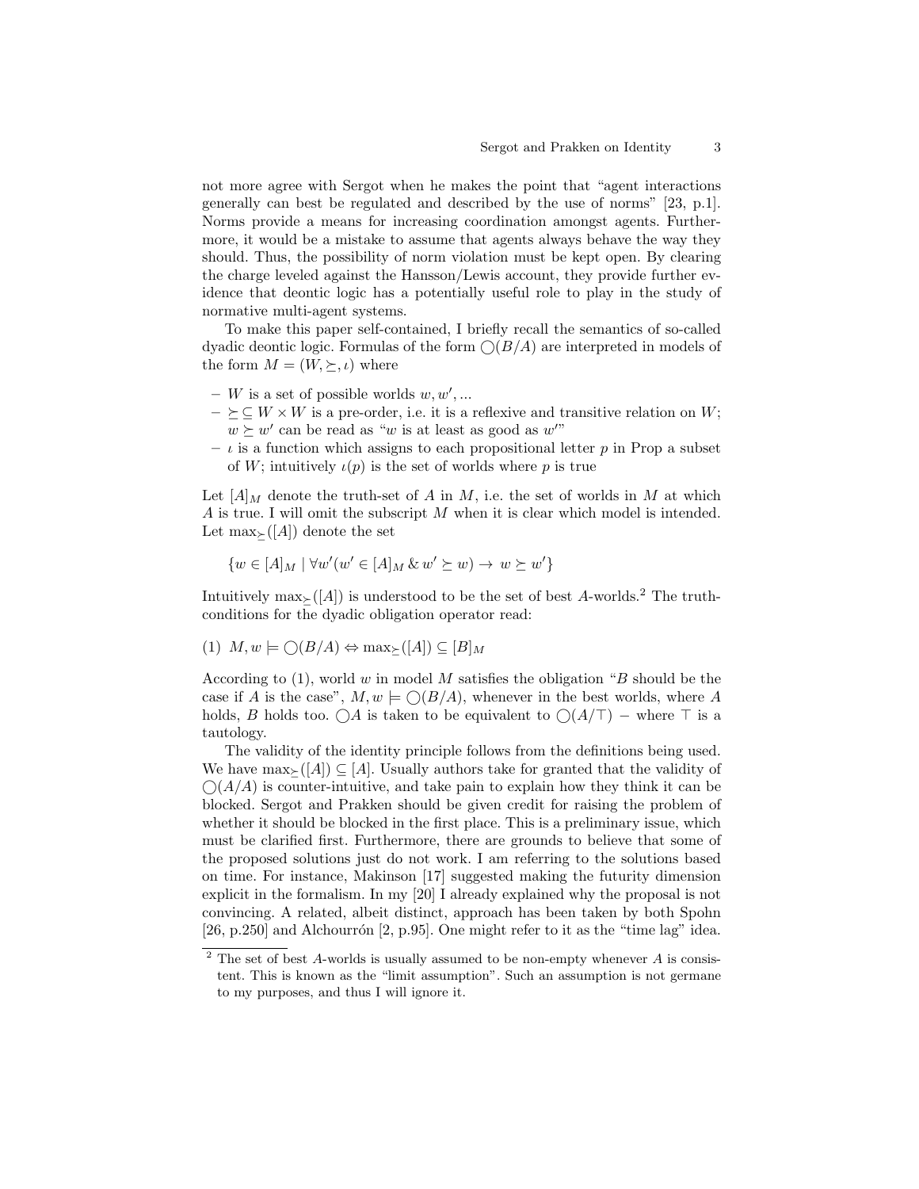not more agree with Sergot when he makes the point that "agent interactions generally can best be regulated and described by the use of norms" [23, p.1]. Norms provide a means for increasing coordination amongst agents. Furthermore, it would be a mistake to assume that agents always behave the way they should. Thus, the possibility of norm violation must be kept open. By clearing the charge leveled against the Hansson/Lewis account, they provide further evidence that deontic logic has a potentially useful role to play in the study of normative multi-agent systems.

To make this paper self-contained, I briefly recall the semantics of so-called dyadic deontic logic. Formulas of the form $\bigcirc(B/A)$ are interpreted in models of the form $M = (W, \succeq, \iota)$ where

- $W$ is a set of possible worlds $w, w', ...$
- $\succeq \subseteq W \times W$ is a pre-order, i.e. it is a reflexive and transitive relation on $W$; $w \succeq w'$ can be read as "$w$ is at least as good as $w'$"
- $\iota$ is a function which assigns to each propositional letter $p$ in Prop a subset of $W$; intuitively $\iota(p)$ is the set of worlds where $p$ is true

Let $[A]_M$ denote the truth-set of $A$ in $M$, i.e. the set of worlds in $M$ at which $A$ is true. I will omit the subscript $M$ when it is clear which model is intended. Let $\max_{\succeq}([A])$ denote the set

$$\{w \in [A]_M \mid \forall w'(w' \in [A]_M \,\&\, w' \succeq w) \rightarrow w \succeq w'\}$$

Intuitively $\max_{\succeq}([A])$ is understood to be the set of best $A$-worlds.[2] The truth-conditions for the dyadic obligation operator read:

(1) $M, w \models \bigcirc(B/A) \Leftrightarrow \max_{\succeq}([A]) \subseteq [B]_M$

According to (1), world $w$ in model $M$ satisfies the obligation "$B$ should be the case if $A$ is the case", $M, w \models \bigcirc(B/A)$, whenever in the best worlds, where $A$ holds, $B$ holds too. $\bigcirc A$ is taken to be equivalent to $\bigcirc(A/\top)$ – where $\top$ is a tautology.

The validity of the identity principle follows from the definitions being used. We have $\max_{\succeq}([A]) \subseteq [A]$. Usually authors take for granted that the validity of $\bigcirc(A/A)$ is counter-intuitive, and take pain to explain how they think it can be blocked. Sergot and Prakken should be given credit for raising the problem of whether it should be blocked in the first place. This is a preliminary issue, which must be clarified first. Furthermore, there are grounds to believe that some of the proposed solutions just do not work. I am referring to the solutions based on time. For instance, Makinson [17] suggested making the futurity dimension explicit in the formalism. In my [20] I already explained why the proposal is not convincing. A related, albeit distinct, approach has been taken by both Spohn [26, p.250] and Alchourrón [2, p.95]. One might refer to it as the "time lag" idea.

[2] The set of best $A$-worlds is usually assumed to be non-empty whenever $A$ is consistent. This is known as the "limit assumption". Such an assumption is not germane to my purposes, and thus I will ignore it.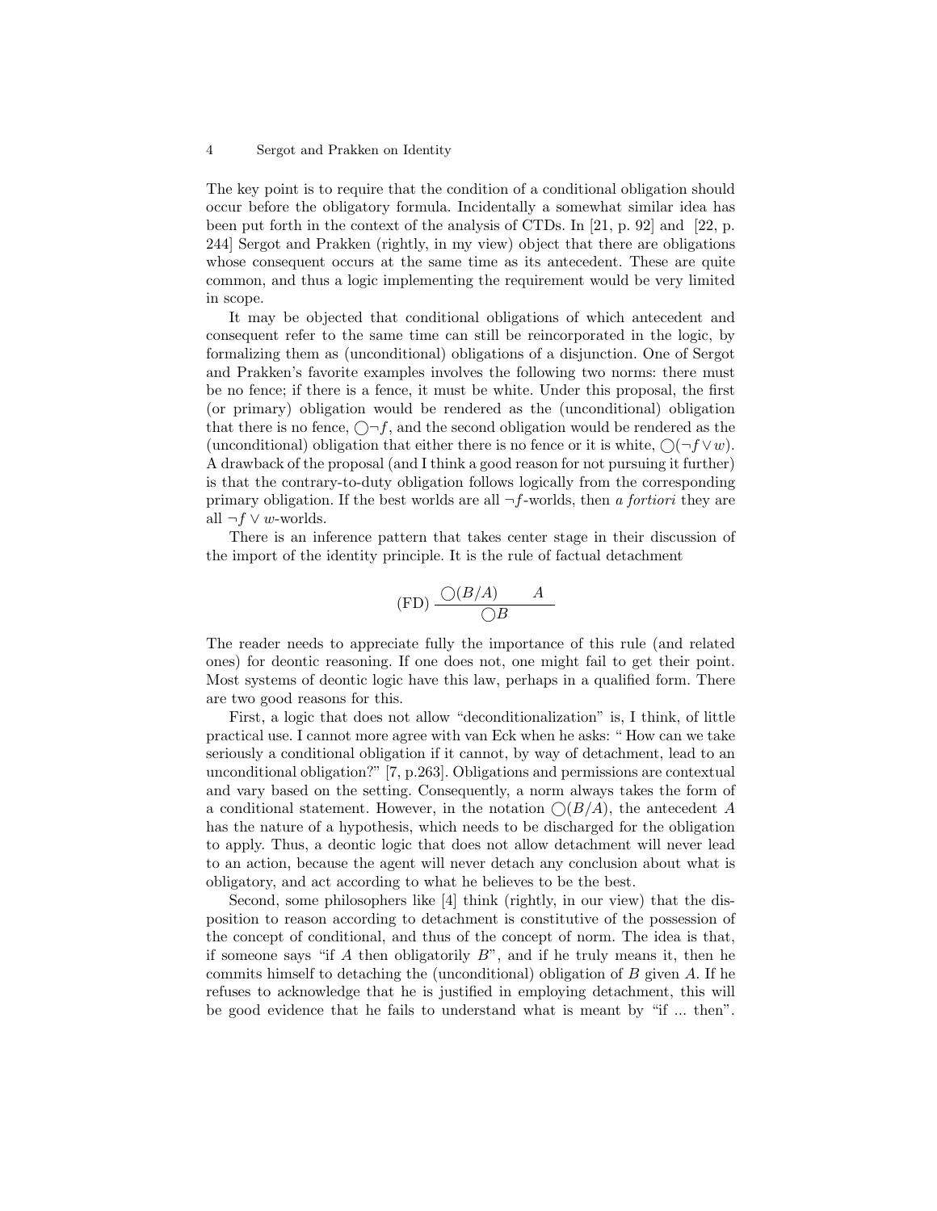The key point is to require that the condition of a conditional obligation should occur before the obligatory formula. Incidentally a somewhat similar idea has been put forth in the context of the analysis of CTDs. In [21, p. 92] and [22, p. 244] Sergot and Prakken (rightly, in my view) object that there are obligations whose consequent occurs at the same time as its antecedent. These are quite common, and thus a logic implementing the requirement would be very limited in scope.

It may be objected that conditional obligations of which antecedent and consequent refer to the same time can still be reincorporated in the logic, by formalizing them as (unconditional) obligations of a disjunction. One of Sergot and Prakken's favorite examples involves the following two norms: there must be no fence; if there is a fence, it must be white. Under this proposal, the first (or primary) obligation would be rendered as the (unconditional) obligation that there is no fence, $\bigcirc\neg f$, and the second obligation would be rendered as the (unconditional) obligation that either there is no fence or it is white, $\bigcirc(\neg f \vee w)$. A drawback of the proposal (and I think a good reason for not pursuing it further) is that the contrary-to-duty obligation follows logically from the corresponding primary obligation. If the best worlds are all $\neg f$-worlds, then *a fortiori* they are all $\neg f \vee w$-worlds.

There is an inference pattern that takes center stage in their discussion of the import of the identity principle. It is the rule of factual detachment

$$\text{(FD)}\ \frac{\bigcirc(B/A) \qquad A}{\bigcirc B}$$

The reader needs to appreciate fully the importance of this rule (and related ones) for deontic reasoning. If one does not, one might fail to get their point. Most systems of deontic logic have this law, perhaps in a qualified form. There are two good reasons for this.

First, a logic that does not allow "deconditionalization" is, I think, of little practical use. I cannot more agree with van Eck when he asks: " How can we take seriously a conditional obligation if it cannot, by way of detachment, lead to an unconditional obligation?" [7, p.263]. Obligations and permissions are contextual and vary based on the setting. Consequently, a norm always takes the form of a conditional statement. However, in the notation $\bigcirc(B/A)$, the antecedent $A$ has the nature of a hypothesis, which needs to be discharged for the obligation to apply. Thus, a deontic logic that does not allow detachment will never lead to an action, because the agent will never detach any conclusion about what is obligatory, and act according to what he believes to be the best.

Second, some philosophers like [4] think (rightly, in our view) that the disposition to reason according to detachment is constitutive of the possession of the concept of conditional, and thus of the concept of norm. The idea is that, if someone says "if $A$ then obligatorily $B$", and if he truly means it, then he commits himself to detaching the (unconditional) obligation of $B$ given $A$. If he refuses to acknowledge that he is justified in employing detachment, this will be good evidence that he fails to understand what is meant by "if ... then".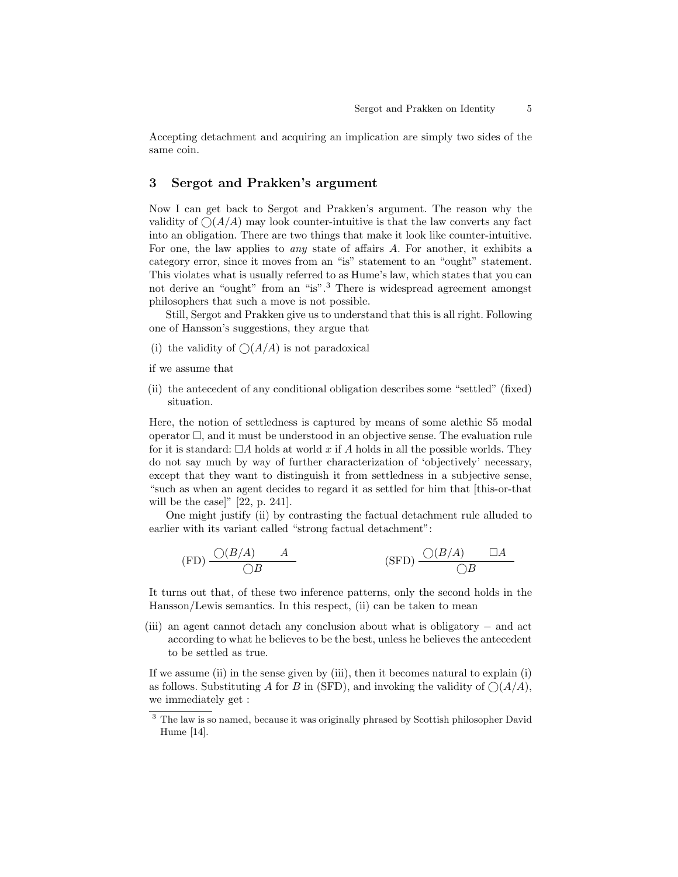Accepting detachment and acquiring an implication are simply two sides of the same coin.

## 3 Sergot and Prakken's argument

Now I can get back to Sergot and Prakken's argument. The reason why the validity of $\bigcirc(A/A)$ may look counter-intuitive is that the law converts any fact into an obligation. There are two things that make it look like counter-intuitive. For one, the law applies to *any* state of affairs $A$. For another, it exhibits a category error, since it moves from an "is" statement to an "ought" statement. This violates what is usually referred to as Hume's law, which states that you can not derive an "ought" from an "is".[3] There is widespread agreement amongst philosophers that such a move is not possible.

Still, Sergot and Prakken give us to understand that this is all right. Following one of Hansson's suggestions, they argue that

(i) the validity of $\bigcirc(A/A)$ is not paradoxical

if we assume that

(ii) the antecedent of any conditional obligation describes some "settled" (fixed) situation.

Here, the notion of settledness is captured by means of some alethic S5 modal operator $\Box$, and it must be understood in an objective sense. The evaluation rule for it is standard: $\Box A$ holds at world $x$ if $A$ holds in all the possible worlds. They do not say much by way of further characterization of 'objectively' necessary, except that they want to distinguish it from settledness in a subjective sense, "such as when an agent decides to regard it as settled for him that [this-or-that will be the case]" [22, p. 241].

One might justify (ii) by contrasting the factual detachment rule alluded to earlier with its variant called "strong factual detachment":

$$\text{(FD)}\ \frac{\bigcirc(B/A) \qquad A}{\bigcirc B} \qquad\qquad \text{(SFD)}\ \frac{\bigcirc(B/A) \qquad \Box A}{\bigcirc B}$$

It turns out that, of these two inference patterns, only the second holds in the Hansson/Lewis semantics. In this respect, (ii) can be taken to mean

(iii) an agent cannot detach any conclusion about what is obligatory − and act according to what he believes to be the best, unless he believes the antecedent to be settled as true.

If we assume (ii) in the sense given by (iii), then it becomes natural to explain (i) as follows. Substituting $A$ for $B$ in (SFD), and invoking the validity of $\bigcirc(A/A)$, we immediately get :

---

[3] The law is so named, because it was originally phrased by Scottish philosopher David Hume [14].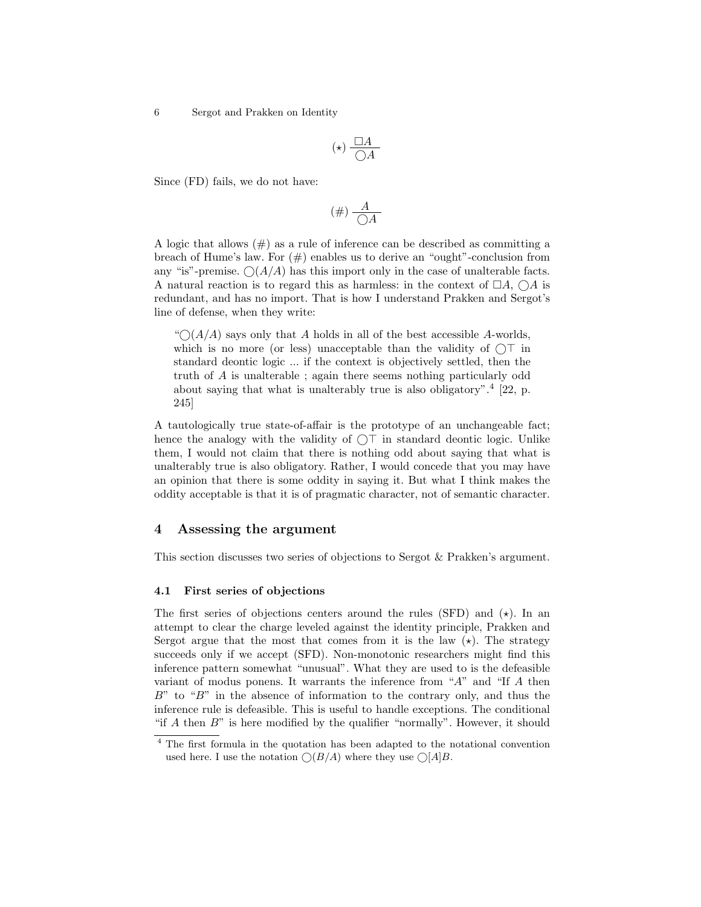$$(\star)\ \frac{\Box A}{\bigcirc A}$$

Since (FD) fails, we do not have:

$$(\#)\ \frac{A}{\bigcirc A}$$

A logic that allows (#) as a rule of inference can be described as committing a breach of Hume's law. For (#) enables us to derive an "ought"-conclusion from any "is"-premise. $\bigcirc(A/A)$ has this import only in the case of unalterable facts. A natural reaction is to regard this as harmless: in the context of $\Box A$, $\bigcirc A$ is redundant, and has no import. That is how I understand Prakken and Sergot's line of defense, when they write:

> "$\bigcirc(A/A)$ says only that $A$ holds in all of the best accessible $A$-worlds, which is no more (or less) unacceptable than the validity of $\bigcirc\top$ in standard deontic logic ... if the context is objectively settled, then the truth of $A$ is unalterable ; again there seems nothing particularly odd about saying that what is unalterably true is also obligatory".[4] [22, p. 245]

A tautologically true state-of-affair is the prototype of an unchangeable fact; hence the analogy with the validity of $\bigcirc\top$ in standard deontic logic. Unlike them, I would not claim that there is nothing odd about saying that what is unalterably true is also obligatory. Rather, I would concede that you may have an opinion that there is some oddity in saying it. But what I think makes the oddity acceptable is that it is of pragmatic character, not of semantic character.

## 4 Assessing the argument

This section discusses two series of objections to Sergot & Prakken's argument.

### 4.1 First series of objections

The first series of objections centers around the rules (SFD) and ($\star$). In an attempt to clear the charge leveled against the identity principle, Prakken and Sergot argue that the most that comes from it is the law ($\star$). The strategy succeeds only if we accept (SFD). Non-monotonic researchers might find this inference pattern somewhat "unusual". What they are used to is the defeasible variant of modus ponens. It warrants the inference from "$A$" and "If $A$ then $B$" to "$B$" in the absence of information to the contrary only, and thus the inference rule is defeasible. This is useful to handle exceptions. The conditional "if $A$ then $B$" is here modified by the qualifier "normally". However, it should

[4] The first formula in the quotation has been adapted to the notational convention used here. I use the notation $\bigcirc(B/A)$ where they use $\bigcirc[A]B$.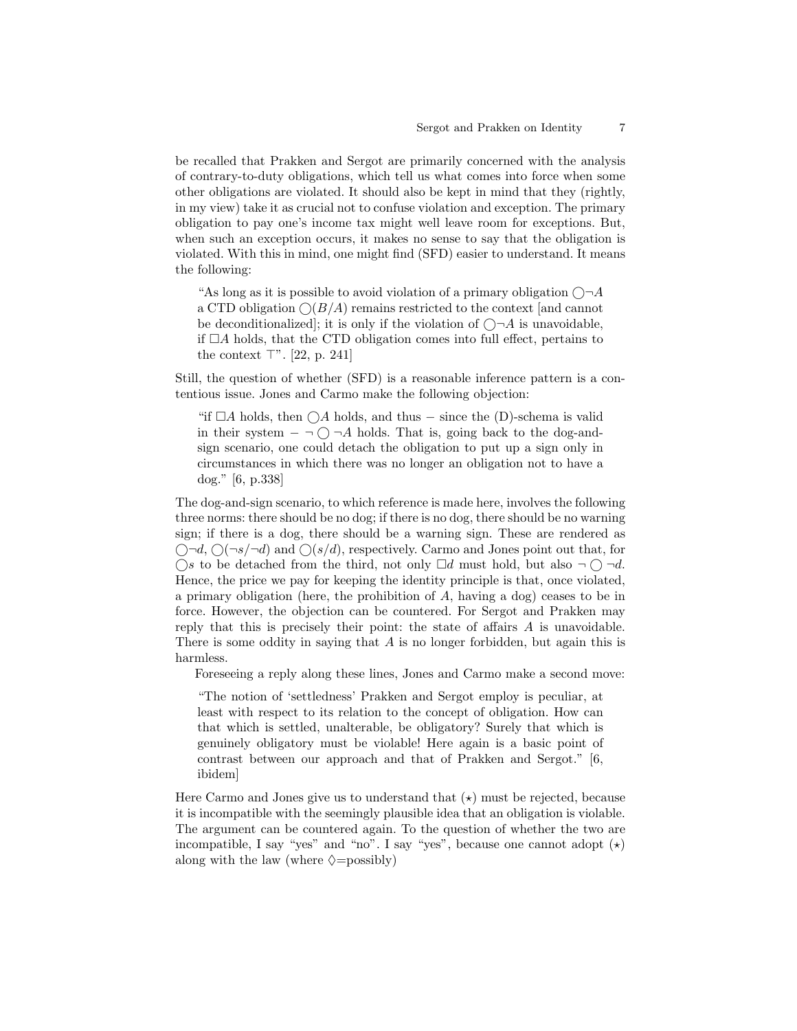be recalled that Prakken and Sergot are primarily concerned with the analysis of contrary-to-duty obligations, which tell us what comes into force when some other obligations are violated. It should also be kept in mind that they (rightly, in my view) take it as crucial not to confuse violation and exception. The primary obligation to pay one's income tax might well leave room for exceptions. But, when such an exception occurs, it makes no sense to say that the obligation is violated. With this in mind, one might find (SFD) easier to understand. It means the following:

> "As long as it is possible to avoid violation of a primary obligation $\bigcirc\neg A$ a CTD obligation $\bigcirc(B/A)$ remains restricted to the context [and cannot be deconditionalized]; it is only if the violation of $\bigcirc\neg A$ is unavoidable, if $\Box A$ holds, that the CTD obligation comes into full effect, pertains to the context $\top$". [22, p. 241]

Still, the question of whether (SFD) is a reasonable inference pattern is a contentious issue. Jones and Carmo make the following objection:

> "if $\Box A$ holds, then $\bigcirc A$ holds, and thus − since the (D)-schema is valid in their system − $\neg\bigcirc\neg A$ holds. That is, going back to the dog-and-sign scenario, one could detach the obligation to put up a sign only in circumstances in which there was no longer an obligation not to have a dog." [6, p.338]

The dog-and-sign scenario, to which reference is made here, involves the following three norms: there should be no dog; if there is no dog, there should be no warning sign; if there is a dog, there should be a warning sign. These are rendered as $\bigcirc\neg d$, $\bigcirc(\neg s/\neg d)$ and $\bigcirc(s/d)$, respectively. Carmo and Jones point out that, for $\bigcirc s$ to be detached from the third, not only $\Box d$ must hold, but also $\neg\bigcirc\neg d$. Hence, the price we pay for keeping the identity principle is that, once violated, a primary obligation (here, the prohibition of $A$, having a dog) ceases to be in force. However, the objection can be countered. For Sergot and Prakken may reply that this is precisely their point: the state of affairs $A$ is unavoidable. There is some oddity in saying that $A$ is no longer forbidden, but again this is harmless.

Foreseeing a reply along these lines, Jones and Carmo make a second move:

> "The notion of 'settledness' Prakken and Sergot employ is peculiar, at least with respect to its relation to the concept of obligation. How can that which is settled, unalterable, be obligatory? Surely that which is genuinely obligatory must be violable! Here again is a basic point of contrast between our approach and that of Prakken and Sergot." [6, ibidem]

Here Carmo and Jones give us to understand that $(\star)$ must be rejected, because it is incompatible with the seemingly plausible idea that an obligation is violable. The argument can be countered again. To the question of whether the two are incompatible, I say "yes" and "no". I say "yes", because one cannot adopt $(\star)$ along with the law (where $\Diamond$=possibly)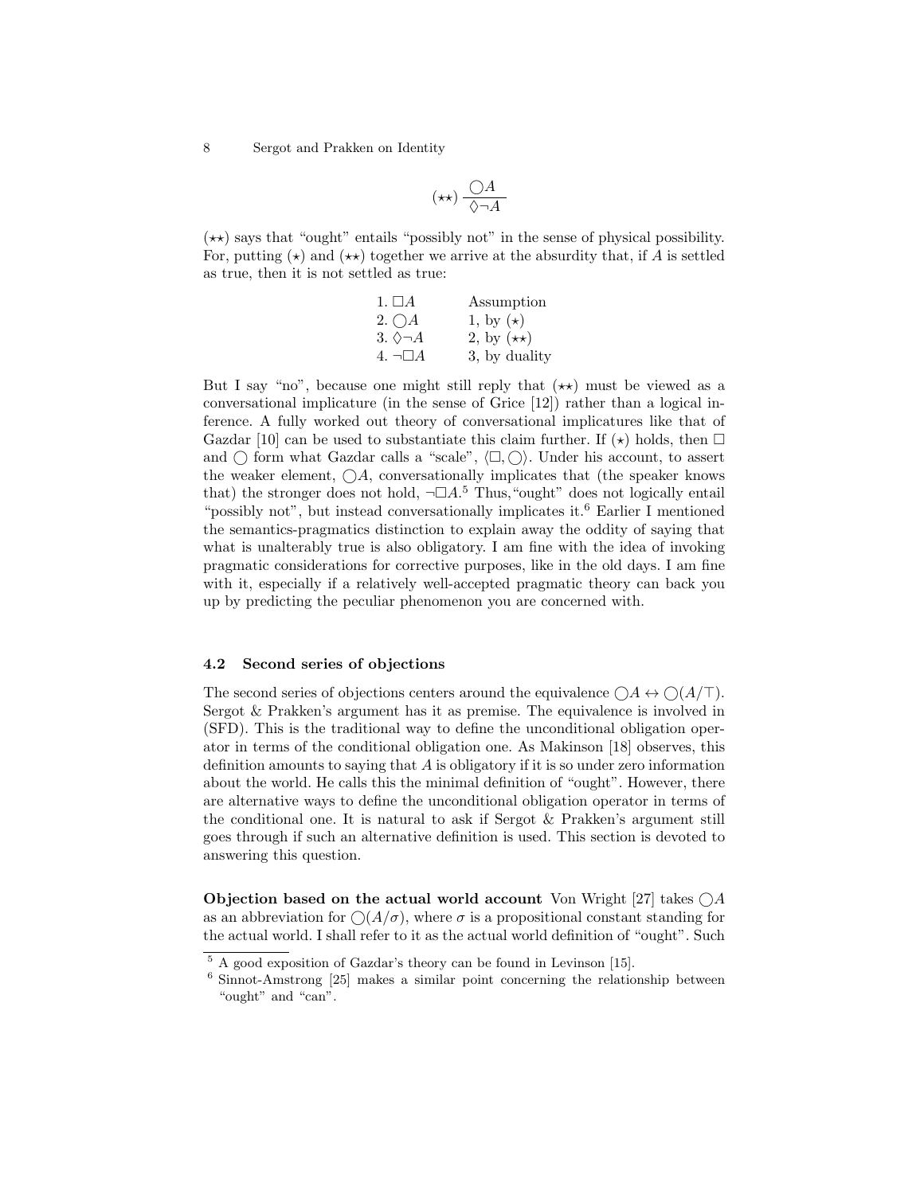$$(\star\star)\ \frac{\bigcirc A}{\Diamond\neg A}$$

$(\star\star)$ says that "ought" entails "possibly not" in the sense of physical possibility. For, putting $(\star)$ and $(\star\star)$ together we arrive at the absurdity that, if $A$ is settled as true, then it is not settled as true:

| | |
|---|---|
| 1. $\Box A$ | Assumption |
| 2. $\bigcirc A$ | 1, by $(\star)$ |
| 3. $\Diamond\neg A$ | 2, by $(\star\star)$ |
| 4. $\neg\Box A$ | 3, by duality |

But I say "no", because one might still reply that $(\star\star)$ must be viewed as a conversational implicature (in the sense of Grice [12]) rather than a logical inference. A fully worked out theory of conversational implicatures like that of Gazdar [10] can be used to substantiate this claim further. If $(\star)$ holds, then $\Box$ and $\bigcirc$ form what Gazdar calls a "scale", $\langle\Box, \bigcirc\rangle$. Under his account, to assert the weaker element, $\bigcirc A$, conversationally implicates that (the speaker knows that) the stronger does not hold, $\neg\Box A$.[5] Thus,"ought" does not logically entail "possibly not", but instead conversationally implicates it.[6] Earlier I mentioned the semantics-pragmatics distinction to explain away the oddity of saying that what is unalterably true is also obligatory. I am fine with the idea of invoking pragmatic considerations for corrective purposes, like in the old days. I am fine with it, especially if a relatively well-accepted pragmatic theory can back you up by predicting the peculiar phenomenon you are concerned with.

### 4.2 Second series of objections

The second series of objections centers around the equivalence $\bigcirc A \leftrightarrow \bigcirc(A/\top)$. Sergot & Prakken's argument has it as premise. The equivalence is involved in (SFD). This is the traditional way to define the unconditional obligation operator in terms of the conditional obligation one. As Makinson [18] observes, this definition amounts to saying that $A$ is obligatory if it is so under zero information about the world. He calls this the minimal definition of "ought". However, there are alternative ways to define the unconditional obligation operator in terms of the conditional one. It is natural to ask if Sergot & Prakken's argument still goes through if such an alternative definition is used. This section is devoted to answering this question.

**Objection based on the actual world account** Von Wright [27] takes $\bigcirc A$ as an abbreviation for $\bigcirc(A/\sigma)$, where $\sigma$ is a propositional constant standing for the actual world. I shall refer to it as the actual world definition of "ought". Such

[5] A good exposition of Gazdar's theory can be found in Levinson [15].

[6] Sinnot-Amstrong [25] makes a similar point concerning the relationship between "ought" and "can".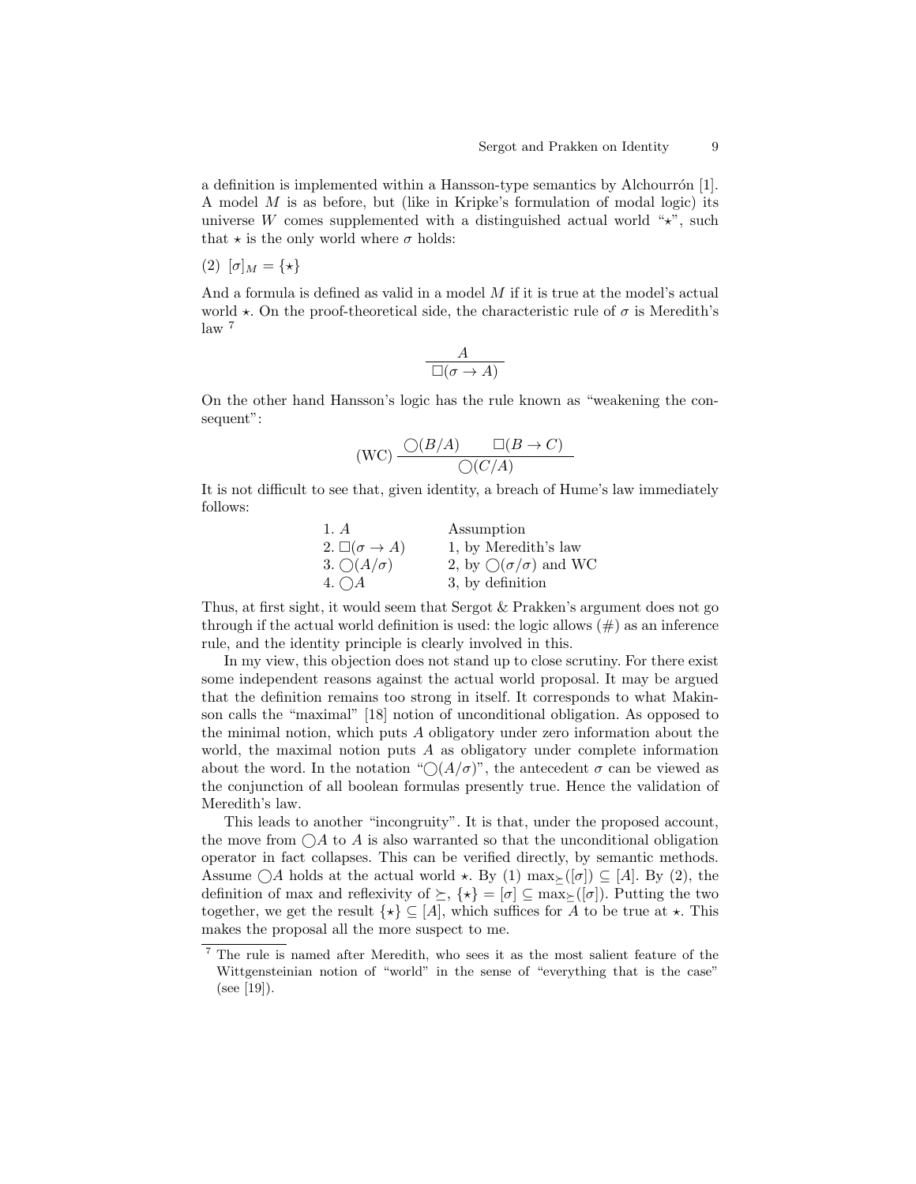a definition is implemented within a Hansson-type semantics by Alchourrón [1]. A model $M$ is as before, but (like in Kripke's formulation of modal logic) its universe $W$ comes supplemented with a distinguished actual world "$\star$", such that $\star$ is the only world where $\sigma$ holds:

(2) $[\sigma]_M = \{\star\}$

And a formula is defined as valid in a model $M$ if it is true at the model's actual world $\star$. On the proof-theoretical side, the characteristic rule of $\sigma$ is Meredith's law [7]

$$\frac{A}{\Box(\sigma \to A)}$$

On the other hand Hansson's logic has the rule known as "weakening the consequent":

$$\text{(WC)}\ \frac{\bigcirc(B/A) \qquad \Box(B \to C)}{\bigcirc(C/A)}$$

It is not difficult to see that, given identity, a breach of Hume's law immediately follows:

| | |
|---|---|
| 1. $A$ | Assumption |
| 2. $\Box(\sigma \to A)$ | 1, by Meredith's law |
| 3. $\bigcirc(A/\sigma)$ | 2, by $\bigcirc(\sigma/\sigma)$ and WC |
| 4. $\bigcirc A$ | 3, by definition |

Thus, at first sight, it would seem that Sergot & Prakken's argument does not go through if the actual world definition is used: the logic allows (#) as an inference rule, and the identity principle is clearly involved in this.

In my view, this objection does not stand up to close scrutiny. For there exist some independent reasons against the actual world proposal. It may be argued that the definition remains too strong in itself. It corresponds to what Makinson calls the "maximal" [18] notion of unconditional obligation. As opposed to the minimal notion, which puts $A$ obligatory under zero information about the world, the maximal notion puts $A$ as obligatory under complete information about the word. In the notation "$\bigcirc(A/\sigma)$", the antecedent $\sigma$ can be viewed as the conjunction of all boolean formulas presently true. Hence the validation of Meredith's law.

This leads to another "incongruity". It is that, under the proposed account, the move from $\bigcirc A$ to $A$ is also warranted so that the unconditional obligation operator in fact collapses. This can be verified directly, by semantic methods. Assume $\bigcirc A$ holds at the actual world $\star$. By (1) $\max_{\succeq}([\sigma]) \subseteq [A]$. By (2), the definition of max and reflexivity of $\succeq$, $\{\star\} = [\sigma] \subseteq \max_{\succeq}([\sigma])$. Putting the two together, we get the result $\{\star\} \subseteq [A]$, which suffices for $A$ to be true at $\star$. This makes the proposal all the more suspect to me.

[7] The rule is named after Meredith, who sees it as the most salient feature of the Wittgensteinian notion of "world" in the sense of "everything that is the case" (see [19]).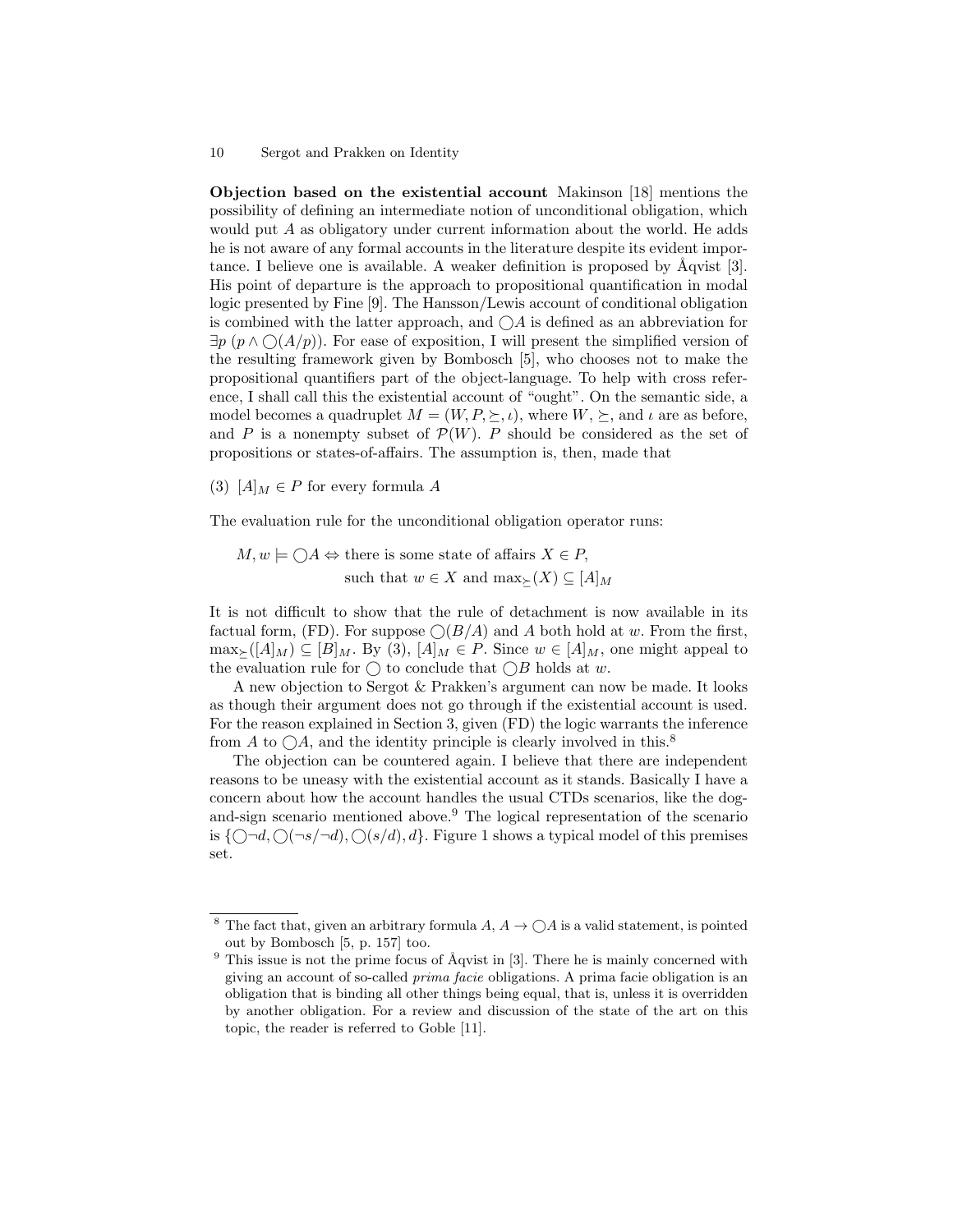**Objection based on the existential account** Makinson [18] mentions the possibility of defining an intermediate notion of unconditional obligation, which would put $A$ as obligatory under current information about the world. He adds he is not aware of any formal accounts in the literature despite its evident importance. I believe one is available. A weaker definition is proposed by Åqvist [3]. His point of departure is the approach to propositional quantification in modal logic presented by Fine [9]. The Hansson/Lewis account of conditional obligation is combined with the latter approach, and $\bigcirc A$ is defined as an abbreviation for $\exists p\ (p \wedge \bigcirc(A/p))$. For ease of exposition, I will present the simplified version of the resulting framework given by Bombosch [5], who chooses not to make the propositional quantifiers part of the object-language. To help with cross reference, I shall call this the existential account of "ought". On the semantic side, a model becomes a quadruplet $M = (W, P, \succeq, \iota)$, where $W$, $\succeq$, and $\iota$ are as before, and $P$ is a nonempty subset of $\mathcal{P}(W)$. $P$ should be considered as the set of propositions or states-of-affairs. The assumption is, then, made that

(3) $[A]_M \in P$ for every formula $A$

The evaluation rule for the unconditional obligation operator runs:

$$M, w \models \bigcirc A \Leftrightarrow \text{there is some state of affairs } X \in P, \text{ such that } w \in X \text{ and } \max_{\succeq}(X) \subseteq [A]_M$$

It is not difficult to show that the rule of detachment is now available in its factual form, (FD). For suppose $\bigcirc(B/A)$ and $A$ both hold at $w$. From the first, $\max_{\succeq}([A]_M) \subseteq [B]_M$. By (3), $[A]_M \in P$. Since $w \in [A]_M$, one might appeal to the evaluation rule for $\bigcirc$ to conclude that $\bigcirc B$ holds at $w$.

A new objection to Sergot & Prakken's argument can now be made. It looks as though their argument does not go through if the existential account is used. For the reason explained in Section 3, given (FD) the logic warrants the inference from $A$ to $\bigcirc A$, and the identity principle is clearly involved in this.[8]

The objection can be countered again. I believe that there are independent reasons to be uneasy with the existential account as it stands. Basically I have a concern about how the account handles the usual CTDs scenarios, like the dog-and-sign scenario mentioned above.[9] The logical representation of the scenario is $\{\bigcirc\neg d, \bigcirc(\neg s/\neg d), \bigcirc(s/d), d\}$. Figure 1 shows a typical model of this premises set.

---

[8] The fact that, given an arbitrary formula $A$, $A \rightarrow \bigcirc A$ is a valid statement, is pointed out by Bombosch [5, p. 157] too.

[9] This issue is not the prime focus of Åqvist in [3]. There he is mainly concerned with giving an account of so-called *prima facie* obligations. A prima facie obligation is an obligation that is binding all other things being equal, that is, unless it is overridden by another obligation. For a review and discussion of the state of the art on this topic, the reader is referred to Goble [11].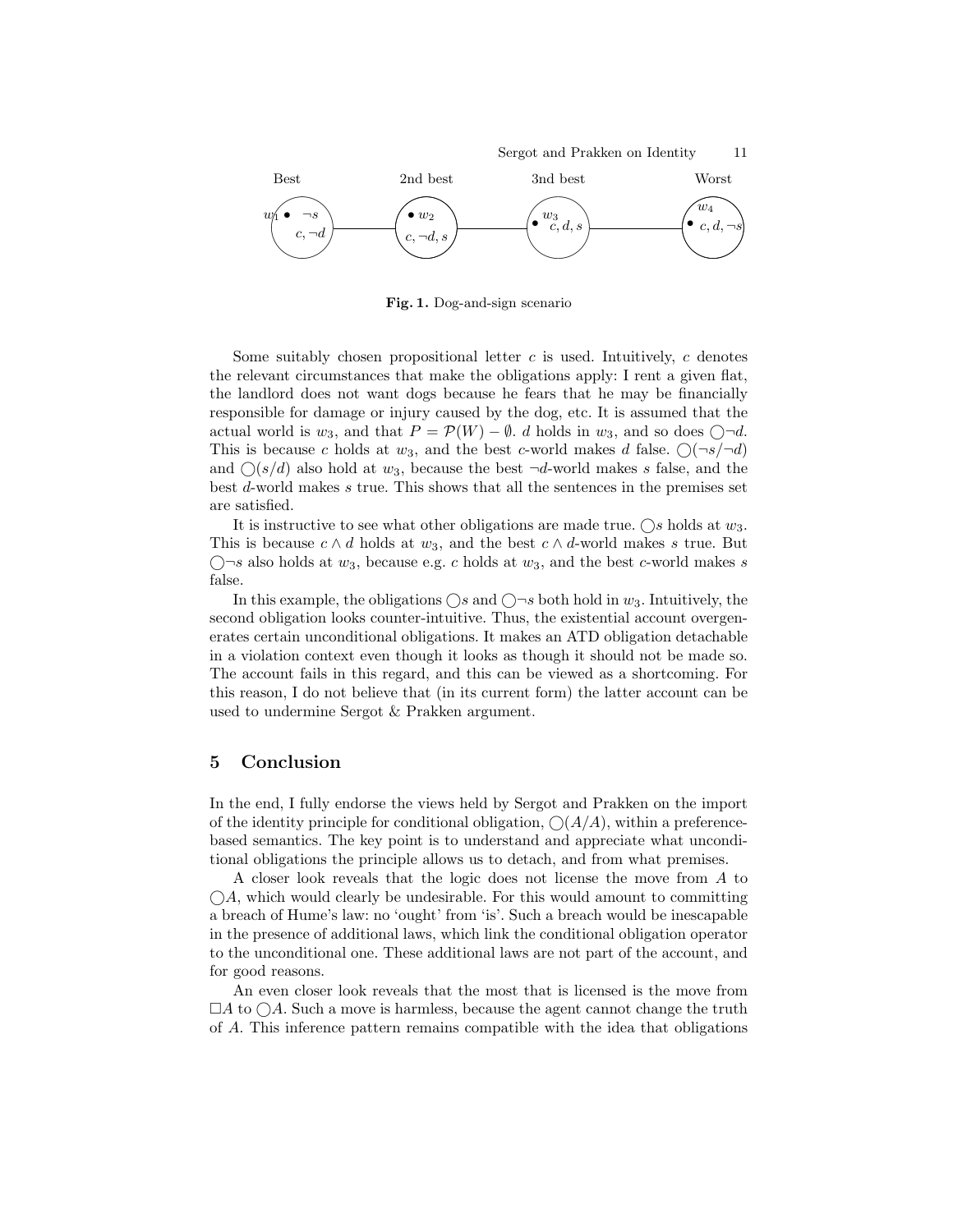Best   2nd best   3nd best   Worst

$w_1$ • $\neg s$ $c, \neg d$ — • $w_2$ $c, \neg d, s$ — $w_3$ • $c, d, s$ — $w_4$ • $c, d, \neg s$

**Fig. 1.** Dog-and-sign scenario

Some suitably chosen propositional letter $c$ is used. Intuitively, $c$ denotes the relevant circumstances that make the obligations apply: I rent a given flat, the landlord does not want dogs because he fears that he may be financially responsible for damage or injury caused by the dog, etc. It is assumed that the actual world is $w_3$, and that $P = \mathcal{P}(W) - \emptyset$. $d$ holds in $w_3$, and so does $\bigcirc\neg d$. This is because $c$ holds at $w_3$, and the best $c$-world makes $d$ false. $\bigcirc(\neg s/\neg d)$ and $\bigcirc(s/d)$ also hold at $w_3$, because the best $\neg d$-world makes $s$ false, and the best $d$-world makes $s$ true. This shows that all the sentences in the premises set are satisfied.

It is instructive to see what other obligations are made true. $\bigcirc s$ holds at $w_3$. This is because $c \wedge d$ holds at $w_3$, and the best $c \wedge d$-world makes $s$ true. But $\bigcirc\neg s$ also holds at $w_3$, because e.g. $c$ holds at $w_3$, and the best $c$-world makes $s$ false.

In this example, the obligations $\bigcirc s$ and $\bigcirc\neg s$ both hold in $w_3$. Intuitively, the second obligation looks counter-intuitive. Thus, the existential account overgenerates certain unconditional obligations. It makes an ATD obligation detachable in a violation context even though it looks as though it should not be made so. The account fails in this regard, and this can be viewed as a shortcoming. For this reason, I do not believe that (in its current form) the latter account can be used to undermine Sergot & Prakken argument.

## 5 Conclusion

In the end, I fully endorse the views held by Sergot and Prakken on the import of the identity principle for conditional obligation, $\bigcirc(A/A)$, within a preference-based semantics. The key point is to understand and appreciate what unconditional obligations the principle allows us to detach, and from what premises.

A closer look reveals that the logic does not license the move from $A$ to $\bigcirc A$, which would clearly be undesirable. For this would amount to committing a breach of Hume's law: no 'ought' from 'is'. Such a breach would be inescapable in the presence of additional laws, which link the conditional obligation operator to the unconditional one. These additional laws are not part of the account, and for good reasons.

An even closer look reveals that the most that is licensed is the move from $\Box A$ to $\bigcirc A$. Such a move is harmless, because the agent cannot change the truth of $A$. This inference pattern remains compatible with the idea that obligations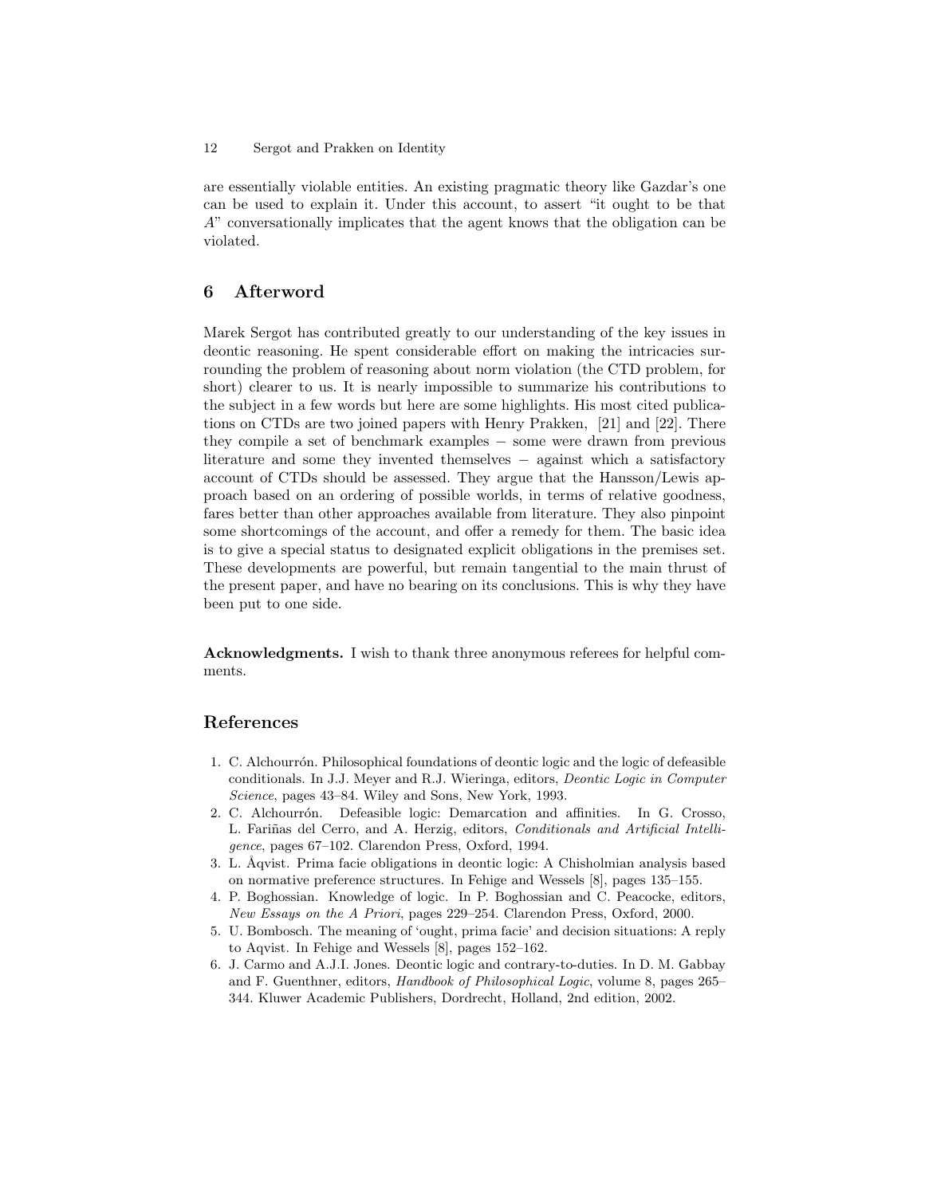are essentially violable entities. An existing pragmatic theory like Gazdar's one can be used to explain it. Under this account, to assert "it ought to be that $A$" conversationally implicates that the agent knows that the obligation can be violated.

## 6 Afterword

Marek Sergot has contributed greatly to our understanding of the key issues in deontic reasoning. He spent considerable effort on making the intricacies surrounding the problem of reasoning about norm violation (the CTD problem, for short) clearer to us. It is nearly impossible to summarize his contributions to the subject in a few words but here are some highlights. His most cited publications on CTDs are two joined papers with Henry Prakken, [21] and [22]. There they compile a set of benchmark examples − some were drawn from previous literature and some they invented themselves − against which a satisfactory account of CTDs should be assessed. They argue that the Hansson/Lewis approach based on an ordering of possible worlds, in terms of relative goodness, fares better than other approaches available from literature. They also pinpoint some shortcomings of the account, and offer a remedy for them. The basic idea is to give a special status to designated explicit obligations in the premises set. These developments are powerful, but remain tangential to the main thrust of the present paper, and have no bearing on its conclusions. This is why they have been put to one side.

**Acknowledgments.** I wish to thank three anonymous referees for helpful comments.

## References

1. C. Alchourrón. Philosophical foundations of deontic logic and the logic of defeasible conditionals. In J.J. Meyer and R.J. Wieringa, editors, *Deontic Logic in Computer Science*, pages 43–84. Wiley and Sons, New York, 1993.
2. C. Alchourrón. Defeasible logic: Demarcation and affinities. In G. Crosso, L. Fariñas del Cerro, and A. Herzig, editors, *Conditionals and Artificial Intelligence*, pages 67–102. Clarendon Press, Oxford, 1994.
3. L. Åqvist. Prima facie obligations in deontic logic: A Chisholmian analysis based on normative preference structures. In Fehige and Wessels [8], pages 135–155.
4. P. Boghossian. Knowledge of logic. In P. Boghossian and C. Peacocke, editors, *New Essays on the A Priori*, pages 229–254. Clarendon Press, Oxford, 2000.
5. U. Bombosch. The meaning of 'ought, prima facie' and decision situations: A reply to Aqvist. In Fehige and Wessels [8], pages 152–162.
6. J. Carmo and A.J.I. Jones. Deontic logic and contrary-to-duties. In D. M. Gabbay and F. Guenthner, editors, *Handbook of Philosophical Logic*, volume 8, pages 265–344. Kluwer Academic Publishers, Dordrecht, Holland, 2nd edition, 2002.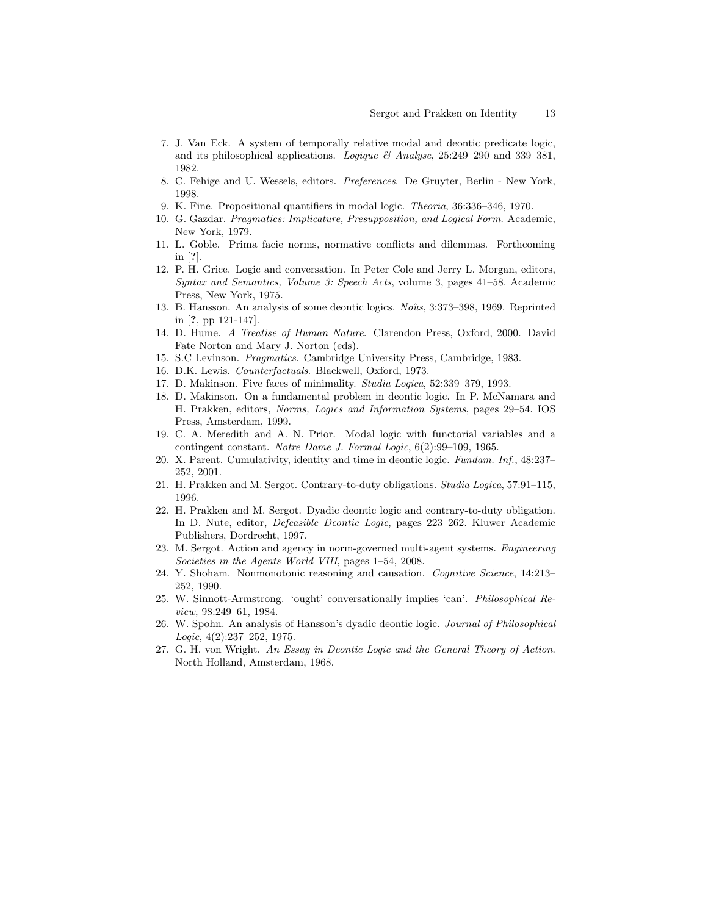7. J. Van Eck. A system of temporally relative modal and deontic predicate logic, and its philosophical applications. *Logique & Analyse*, 25:249–290 and 339–381, 1982.
8. C. Fehige and U. Wessels, editors. *Preferences*. De Gruyter, Berlin - New York, 1998.
9. K. Fine. Propositional quantifiers in modal logic. *Theoria*, 36:336–346, 1970.
10. G. Gazdar. *Pragmatics: Implicature, Presupposition, and Logical Form*. Academic, New York, 1979.
11. L. Goble. Prima facie norms, normative conflicts and dilemmas. Forthcoming in [**?**].
12. P. H. Grice. Logic and conversation. In Peter Cole and Jerry L. Morgan, editors, *Syntax and Semantics, Volume 3: Speech Acts*, volume 3, pages 41–58. Academic Press, New York, 1975.
13. B. Hansson. An analysis of some deontic logics. *Noûs*, 3:373–398, 1969. Reprinted in [**?**, pp 121-147].
14. D. Hume. *A Treatise of Human Nature*. Clarendon Press, Oxford, 2000. David Fate Norton and Mary J. Norton (eds).
15. S.C Levinson. *Pragmatics*. Cambridge University Press, Cambridge, 1983.
16. D.K. Lewis. *Counterfactuals*. Blackwell, Oxford, 1973.
17. D. Makinson. Five faces of minimality. *Studia Logica*, 52:339–379, 1993.
18. D. Makinson. On a fundamental problem in deontic logic. In P. McNamara and H. Prakken, editors, *Norms, Logics and Information Systems*, pages 29–54. IOS Press, Amsterdam, 1999.
19. C. A. Meredith and A. N. Prior. Modal logic with functorial variables and a contingent constant. *Notre Dame J. Formal Logic*, 6(2):99–109, 1965.
20. X. Parent. Cumulativity, identity and time in deontic logic. *Fundam. Inf.*, 48:237–252, 2001.
21. H. Prakken and M. Sergot. Contrary-to-duty obligations. *Studia Logica*, 57:91–115, 1996.
22. H. Prakken and M. Sergot. Dyadic deontic logic and contrary-to-duty obligation. In D. Nute, editor, *Defeasible Deontic Logic*, pages 223–262. Kluwer Academic Publishers, Dordrecht, 1997.
23. M. Sergot. Action and agency in norm-governed multi-agent systems. *Engineering Societies in the Agents World VIII*, pages 1–54, 2008.
24. Y. Shoham. Nonmonotonic reasoning and causation. *Cognitive Science*, 14:213–252, 1990.
25. W. Sinnott-Armstrong. 'ought' conversationally implies 'can'. *Philosophical Review*, 98:249–61, 1984.
26. W. Spohn. An analysis of Hansson's dyadic deontic logic. *Journal of Philosophical Logic*, 4(2):237–252, 1975.
27. G. H. von Wright. *An Essay in Deontic Logic and the General Theory of Action*. North Holland, Amsterdam, 1968.